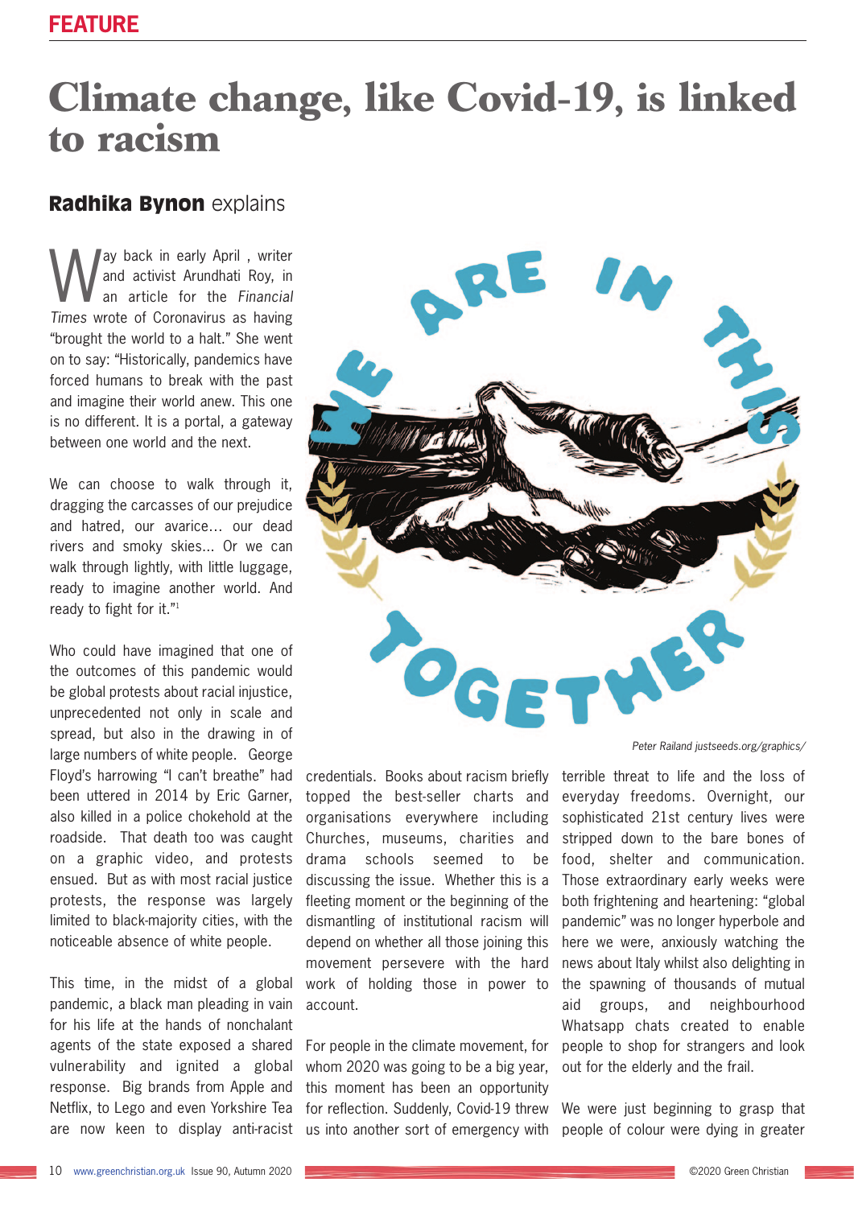FEATURE

# Climate change, like Covid-19, is linked to racism

## **Radhika Bynon** explains

Way back in early April , writer and activist Arundhati Roy, in an article for the *Financial Times* wrote of Coronavirus as having "brought the world to a halt." She went on to say: "Historically, pandemics have forced humans to break with the past and imagine their world anew. This one is no different. It is a portal, a gateway between one world and the next.

We can choose to walk through it, dragging the carcasses of our prejudice and hatred, our avarice… our dead rivers and smoky skies… Or we can walk through lightly, with little luggage, ready to imagine another world. And ready to fight for it."[1]

Who could have imagined that one of the outcomes of this pandemic would be global protests about racial injustice, unprecedented not only in scale and spread, but also in the drawing in of large numbers of white people. George Floyd's harrowing "I can't breathe" had been uttered in 2014 by Eric Garner, also killed in a police chokehold at the roadside. That death too was caught on a graphic video, and protests ensued. But as with most racial justice protests, the response was largely limited to black-majority cities, with the noticeable absence of white people.

This time, in the midst of a global pandemic, a black man pleading in vain for his life at the hands of nonchalant agents of the state exposed a shared vulnerability and ignited a global response. Big brands from Apple and Netflix, to Lego and even Yorkshire Tea are now keen to display anti-racist credentials. Books about racism briefly topped the best-seller charts and organisations everywhere including Churches, museums, charities and drama schools seemed to be discussing the issue. Whether this is a fleeting moment or the beginning of the dismantling of institutional racism will depend on whether all those joining this movement persevere with the hard work of holding those in power to account.

*Peter Railand justseeds.org/graphics/*

For people in the climate movement, for whom 2020 was going to be a big year, this moment has been an opportunity for reflection. Suddenly, Covid-19 threw us into another sort of emergency with terrible threat to life and the loss of everyday freedoms. Overnight, our sophisticated 21st century lives were stripped down to the bare bones of food, shelter and communication. Those extraordinary early weeks were both frightening and heartening: "global pandemic" was no longer hyperbole and here we were, anxiously watching the news about Italy whilst also delighting in the spawning of thousands of mutual aid groups, and neighbourhood Whatsapp chats created to enable people to shop for strangers and look out for the elderly and the frail.

We were just beginning to grasp that people of colour were dying in greater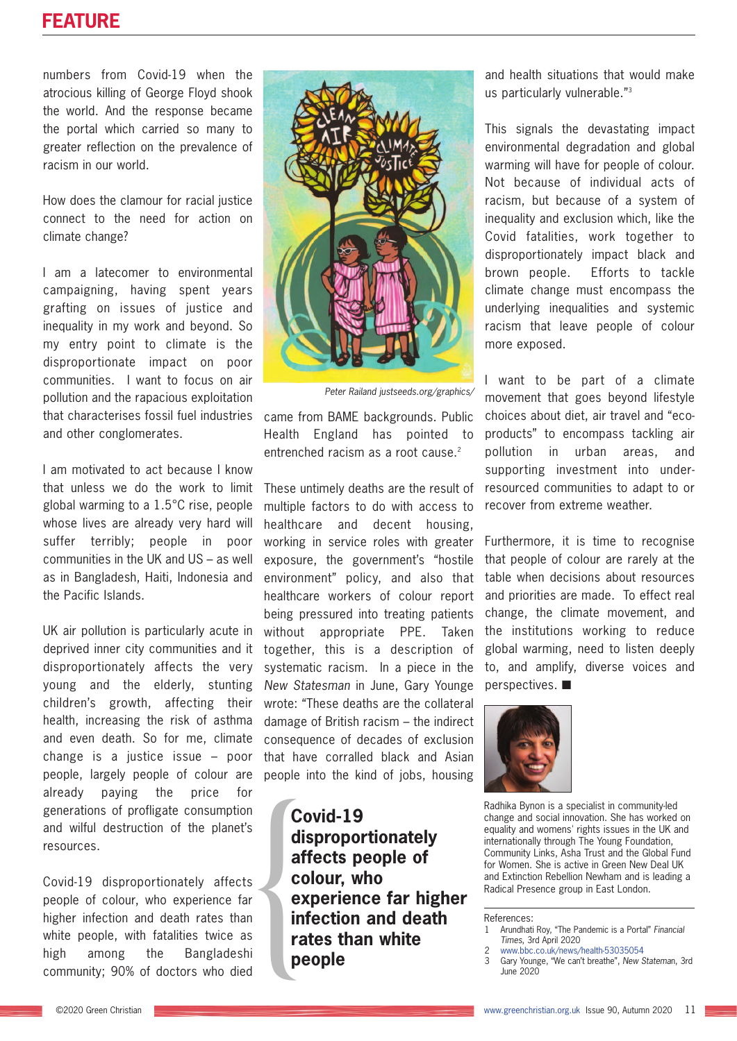numbers from Covid-19 when the atrocious killing of George Floyd shook the world. And the response became the portal which carried so many to greater reflection on the prevalence of racism in our world.

How does the clamour for racial justice connect to the need for action on climate change?

I am a latecomer to environmental campaigning, having spent years grafting on issues of justice and inequality in my work and beyond. So my entry point to climate is the disproportionate impact on poor communities. I want to focus on air pollution and the rapacious exploitation that characterises fossil fuel industries and other conglomerates.

I am motivated to act because I know that unless we do the work to limit global warming to a 1.5°C rise, people whose lives are already very hard will suffer terribly; people in poor communities in the UK and US – as well as in Bangladesh, Haiti, Indonesia and the Pacific Islands.

UK air pollution is particularly acute in deprived inner city communities and it disproportionately affects the very young and the elderly, stunting children's growth, affecting their health, increasing the risk of asthma and even death. So for me, climate change is a justice issue – poor people, largely people of colour are already paying the price for generations of profligate consumption and wilful destruction of the planet's resources.

Covid-19 disproportionately affects people of colour, who experience far higher infection and death rates than white people, with fatalities twice as high among the Bangladeshi community; 90% of doctors who died came from BAME backgrounds. Public Health England has pointed to entrenched racism as a root cause.[2]

Peter Railand justseeds.org/graphics/

These untimely deaths are the result of multiple factors to do with access to healthcare and decent housing, working in service roles with greater exposure, the government's "hostile environment" policy, and also that healthcare workers of colour report being pressured into treating patients without appropriate PPE. Taken together, this is a description of systematic racism. In a piece in the *New Statesman* in June, Gary Younge wrote: "These deaths are the collateral damage of British racism – the indirect consequence of decades of exclusion that have corralled black and Asian people into the kind of jobs, housing and health situations that would make us particularly vulnerable."[3]

**Covid-19 disproportionately affects people of colour, who experience far higher infection and death rates than white people**

This signals the devastating impact environmental degradation and global warming will have for people of colour. Not because of individual acts of racism, but because of a system of inequality and exclusion which, like the Covid fatalities, work together to disproportionately impact black and brown people. Efforts to tackle climate change must encompass the underlying inequalities and systemic racism that leave people of colour more exposed.

I want to be part of a climate movement that goes beyond lifestyle choices about diet, air travel and "eco-products" to encompass tackling air pollution in urban areas, and supporting investment into under-resourced communities to adapt to or recover from extreme weather.

Furthermore, it is time to recognise that people of colour are rarely at the table when decisions about resources and priorities are made. To effect real change, the climate movement, and the institutions working to reduce global warming, need to listen deeply to, and amplify, diverse voices and perspectives. ■

Radhika Bynon is a specialist in community-led change and social innovation. She has worked on equality and womens' rights issues in the UK and internationally through The Young Foundation, Community Links, Asha Trust and the Global Fund for Women. She is active in Green New Deal UK and Extinction Rebellion Newham and is leading a Radical Presence group in East London.

References:

1. Arundhati Roy, "The Pandemic is a Portal" *Financial Times*, 3rd April 2020
2. www.bbc.co.uk/news/health-53035054
3. Gary Younge, "We can't breathe", *New Stateman*, 3rd June 2020